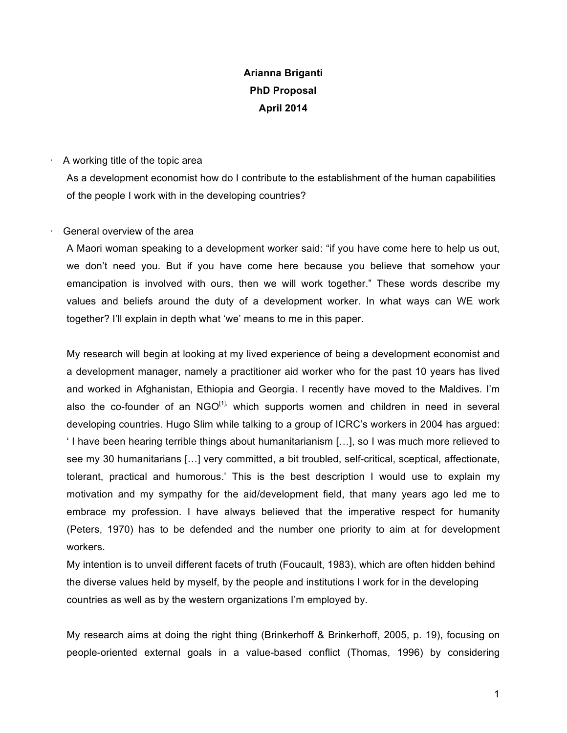**Arianna Briganti**
**PhD Proposal**
**April 2014**

- A working title of the topic area

  As a development economist how do I contribute to the establishment of the human capabilities of the people I work with in the developing countries?

- General overview of the area

  A Maori woman speaking to a development worker said: "if you have come here to help us out, we don't need you. But if you have come here because you believe that somehow your emancipation is involved with ours, then we will work together." These words describe my values and beliefs around the duty of a development worker. In what ways can WE work together? I'll explain in depth what 'we' means to me in this paper.

  My research will begin at looking at my lived experience of being a development economist and a development manager, namely a practitioner aid worker who for the past 10 years has lived and worked in Afghanistan, Ethiopia and Georgia. I recently have moved to the Maldives. I'm also the co-founder of an NGO[1], which supports women and children in need in several developing countries. Hugo Slim while talking to a group of ICRC's workers in 2004 has argued: ' I have been hearing terrible things about humanitarianism […], so I was much more relieved to see my 30 humanitarians […] very committed, a bit troubled, self-critical, sceptical, affectionate, tolerant, practical and humorous.' This is the best description I would use to explain my motivation and my sympathy for the aid/development field, that many years ago led me to embrace my profession. I have always believed that the imperative respect for humanity (Peters, 1970) has to be defended and the number one priority to aim at for development workers.

  My intention is to unveil different facets of truth (Foucault, 1983), which are often hidden behind the diverse values held by myself, by the people and institutions I work for in the developing countries as well as by the western organizations I'm employed by.

  My research aims at doing the right thing (Brinkerhoff & Brinkerhoff, 2005, p. 19), focusing on people-oriented external goals in a value-based conflict (Thomas, 1996) by considering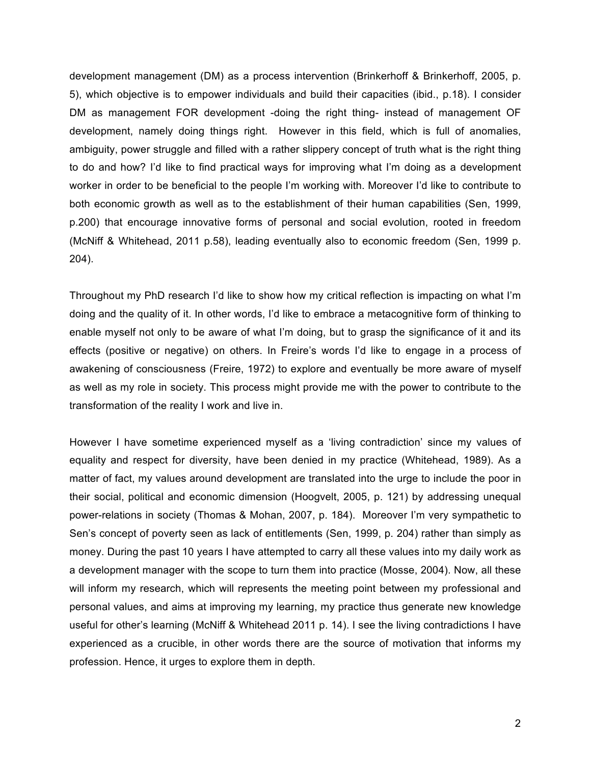development management (DM) as a process intervention (Brinkerhoff & Brinkerhoff, 2005, p. 5), which objective is to empower individuals and build their capacities (ibid., p.18). I consider DM as management FOR development -doing the right thing- instead of management OF development, namely doing things right. However in this field, which is full of anomalies, ambiguity, power struggle and filled with a rather slippery concept of truth what is the right thing to do and how? I'd like to find practical ways for improving what I'm doing as a development worker in order to be beneficial to the people I'm working with. Moreover I'd like to contribute to both economic growth as well as to the establishment of their human capabilities (Sen, 1999, p.200) that encourage innovative forms of personal and social evolution, rooted in freedom (McNiff & Whitehead, 2011 p.58), leading eventually also to economic freedom (Sen, 1999 p. 204).

Throughout my PhD research I'd like to show how my critical reflection is impacting on what I'm doing and the quality of it. In other words, I'd like to embrace a metacognitive form of thinking to enable myself not only to be aware of what I'm doing, but to grasp the significance of it and its effects (positive or negative) on others. In Freire's words I'd like to engage in a process of awakening of consciousness (Freire, 1972) to explore and eventually be more aware of myself as well as my role in society. This process might provide me with the power to contribute to the transformation of the reality I work and live in.

However I have sometime experienced myself as a 'living contradiction' since my values of equality and respect for diversity, have been denied in my practice (Whitehead, 1989). As a matter of fact, my values around development are translated into the urge to include the poor in their social, political and economic dimension (Hoogvelt, 2005, p. 121) by addressing unequal power-relations in society (Thomas & Mohan, 2007, p. 184). Moreover I'm very sympathetic to Sen's concept of poverty seen as lack of entitlements (Sen, 1999, p. 204) rather than simply as money. During the past 10 years I have attempted to carry all these values into my daily work as a development manager with the scope to turn them into practice (Mosse, 2004). Now, all these will inform my research, which will represents the meeting point between my professional and personal values, and aims at improving my learning, my practice thus generate new knowledge useful for other's learning (McNiff & Whitehead 2011 p. 14). I see the living contradictions I have experienced as a crucible, in other words there are the source of motivation that informs my profession. Hence, it urges to explore them in depth.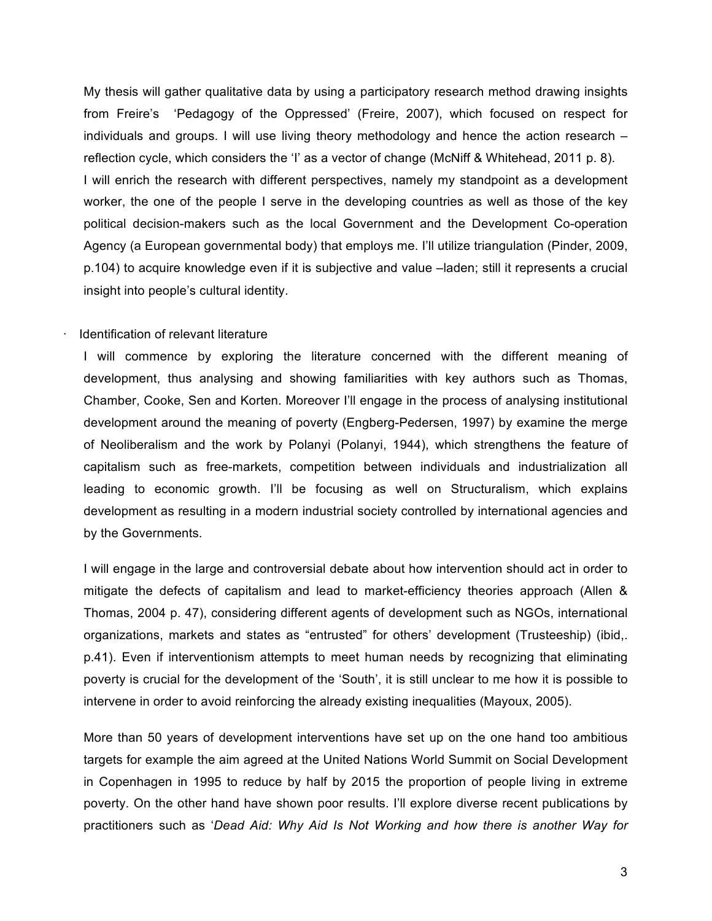My thesis will gather qualitative data by using a participatory research method drawing insights from Freire's 'Pedagogy of the Oppressed' (Freire, 2007), which focused on respect for individuals and groups. I will use living theory methodology and hence the action research – reflection cycle, which considers the 'I' as a vector of change (McNiff & Whitehead, 2011 p. 8).
I will enrich the research with different perspectives, namely my standpoint as a development worker, the one of the people I serve in the developing countries as well as those of the key political decision-makers such as the local Government and the Development Co-operation Agency (a European governmental body) that employs me. I'll utilize triangulation (Pinder, 2009, p.104) to acquire knowledge even if it is subjective and value –laden; still it represents a crucial insight into people's cultural identity.

- Identification of relevant literature

I will commence by exploring the literature concerned with the different meaning of development, thus analysing and showing familiarities with key authors such as Thomas, Chamber, Cooke, Sen and Korten. Moreover I'll engage in the process of analysing institutional development around the meaning of poverty (Engberg-Pedersen, 1997) by examine the merge of Neoliberalism and the work by Polanyi (Polanyi, 1944), which strengthens the feature of capitalism such as free-markets, competition between individuals and industrialization all leading to economic growth. I'll be focusing as well on Structuralism, which explains development as resulting in a modern industrial society controlled by international agencies and by the Governments.

I will engage in the large and controversial debate about how intervention should act in order to mitigate the defects of capitalism and lead to market-efficiency theories approach (Allen & Thomas, 2004 p. 47), considering different agents of development such as NGOs, international organizations, markets and states as "entrusted" for others' development (Trusteeship) (ibid,. p.41). Even if interventionism attempts to meet human needs by recognizing that eliminating poverty is crucial for the development of the 'South', it is still unclear to me how it is possible to intervene in order to avoid reinforcing the already existing inequalities (Mayoux, 2005).

More than 50 years of development interventions have set up on the one hand too ambitious targets for example the aim agreed at the United Nations World Summit on Social Development in Copenhagen in 1995 to reduce by half by 2015 the proportion of people living in extreme poverty. On the other hand have shown poor results. I'll explore diverse recent publications by practitioners such as '*Dead Aid: Why Aid Is Not Working and how there is another Way for*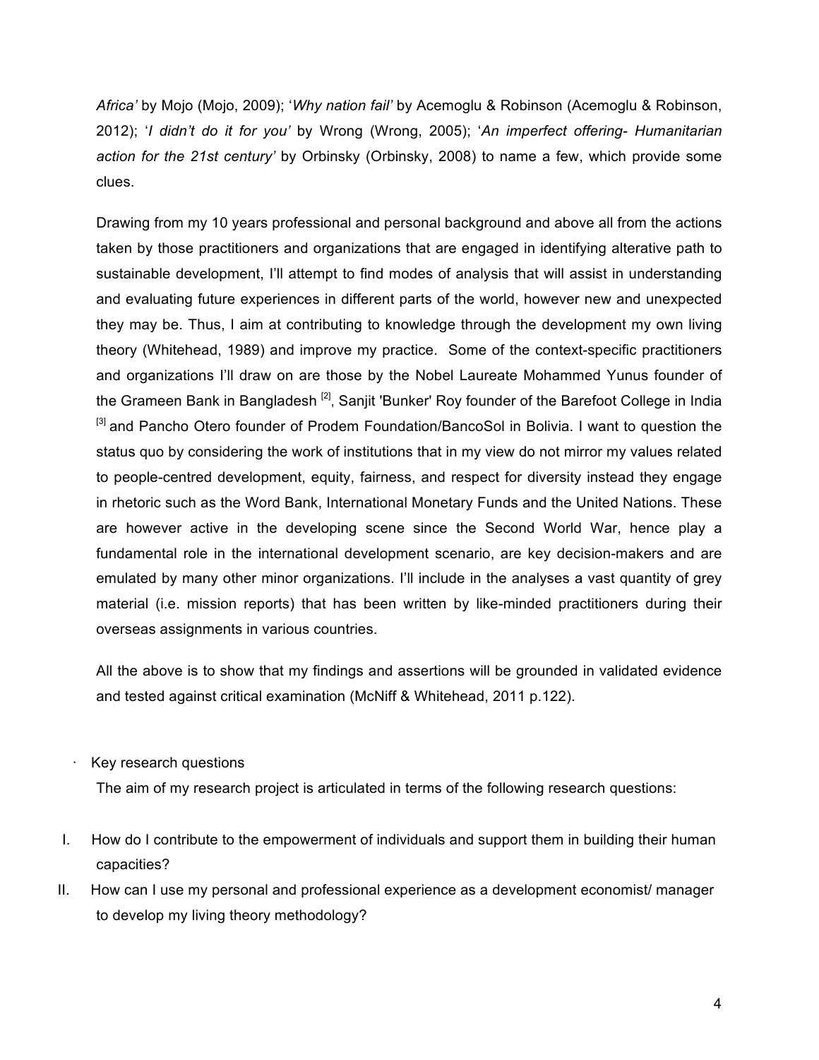*Africa'* by Mojo (Mojo, 2009); '*Why nation fail'* by Acemoglu & Robinson (Acemoglu & Robinson, 2012); '*I didn't do it for you'* by Wrong (Wrong, 2005); '*An imperfect offering- Humanitarian action for the 21st century'* by Orbinsky (Orbinsky, 2008) to name a few, which provide some clues.

Drawing from my 10 years professional and personal background and above all from the actions taken by those practitioners and organizations that are engaged in identifying alterative path to sustainable development, I'll attempt to find modes of analysis that will assist in understanding and evaluating future experiences in different parts of the world, however new and unexpected they may be. Thus, I aim at contributing to knowledge through the development my own living theory (Whitehead, 1989) and improve my practice. Some of the context-specific practitioners and organizations I'll draw on are those by the Nobel Laureate Mohammed Yunus founder of the Grameen Bank in Bangladesh [2], Sanjit 'Bunker' Roy founder of the Barefoot College in India [3] and Pancho Otero founder of Prodem Foundation/BancoSol in Bolivia. I want to question the status quo by considering the work of institutions that in my view do not mirror my values related to people-centred development, equity, fairness, and respect for diversity instead they engage in rhetoric such as the Word Bank, International Monetary Funds and the United Nations. These are however active in the developing scene since the Second World War, hence play a fundamental role in the international development scenario, are key decision-makers and are emulated by many other minor organizations. I'll include in the analyses a vast quantity of grey material (i.e. mission reports) that has been written by like-minded practitioners during their overseas assignments in various countries.

All the above is to show that my findings and assertions will be grounded in validated evidence and tested against critical examination (McNiff & Whitehead, 2011 p.122).

- Key research questions

  The aim of my research project is articulated in terms of the following research questions:

I. How do I contribute to the empowerment of individuals and support them in building their human capacities?

II. How can I use my personal and professional experience as a development economist/ manager to develop my living theory methodology?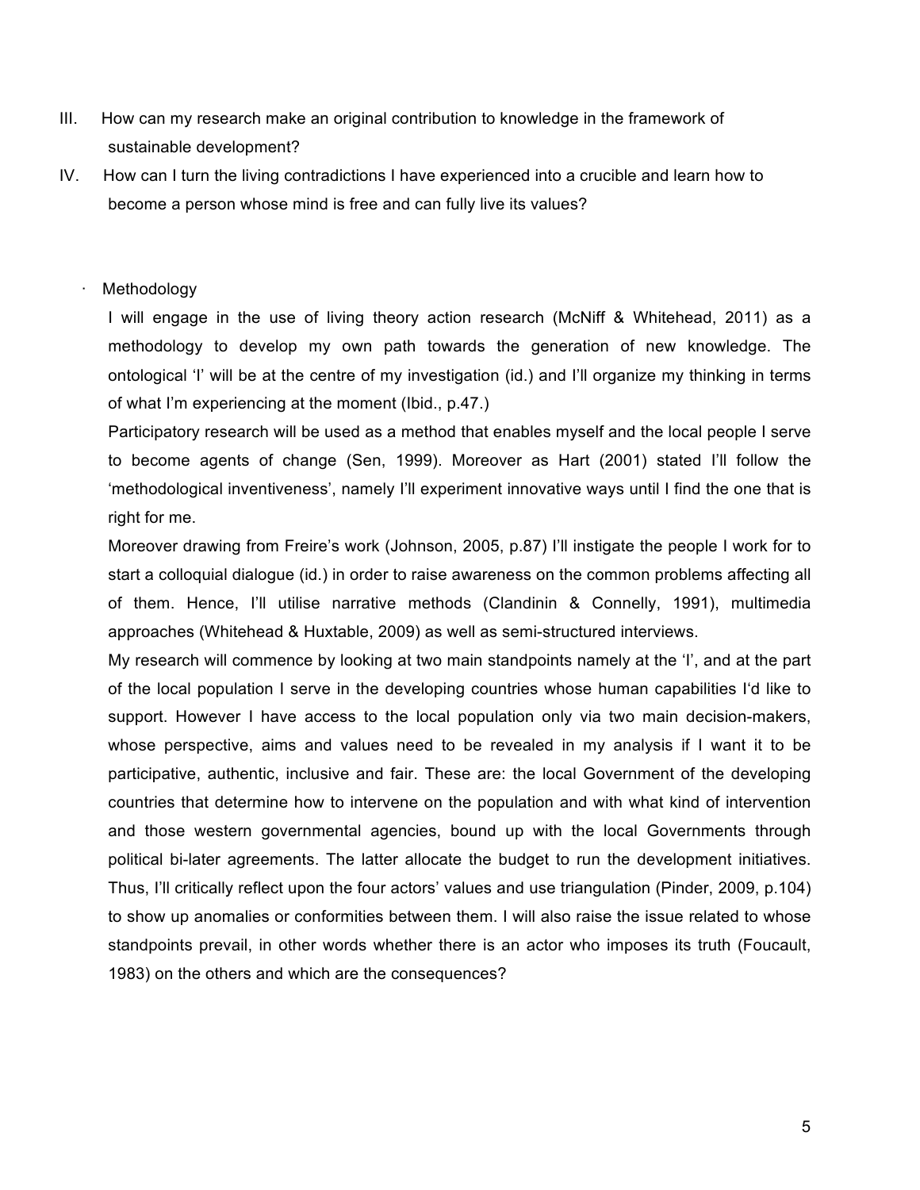III. How can my research make an original contribution to knowledge in the framework of sustainable development?

IV. How can I turn the living contradictions I have experienced into a crucible and learn how to become a person whose mind is free and can fully live its values?

- Methodology

I will engage in the use of living theory action research (McNiff & Whitehead, 2011) as a methodology to develop my own path towards the generation of new knowledge. The ontological 'I' will be at the centre of my investigation (id.) and I'll organize my thinking in terms of what I'm experiencing at the moment (Ibid., p.47.)

Participatory research will be used as a method that enables myself and the local people I serve to become agents of change (Sen, 1999). Moreover as Hart (2001) stated I'll follow the 'methodological inventiveness', namely I'll experiment innovative ways until I find the one that is right for me.

Moreover drawing from Freire's work (Johnson, 2005, p.87) I'll instigate the people I work for to start a colloquial dialogue (id.) in order to raise awareness on the common problems affecting all of them. Hence, I'll utilise narrative methods (Clandinin & Connelly, 1991), multimedia approaches (Whitehead & Huxtable, 2009) as well as semi-structured interviews.

My research will commence by looking at two main standpoints namely at the 'I', and at the part of the local population I serve in the developing countries whose human capabilities I'd like to support. However I have access to the local population only via two main decision-makers, whose perspective, aims and values need to be revealed in my analysis if I want it to be participative, authentic, inclusive and fair. These are: the local Government of the developing countries that determine how to intervene on the population and with what kind of intervention and those western governmental agencies, bound up with the local Governments through political bi-later agreements. The latter allocate the budget to run the development initiatives. Thus, I'll critically reflect upon the four actors' values and use triangulation (Pinder, 2009, p.104) to show up anomalies or conformities between them. I will also raise the issue related to whose standpoints prevail, in other words whether there is an actor who imposes its truth (Foucault, 1983) on the others and which are the consequences?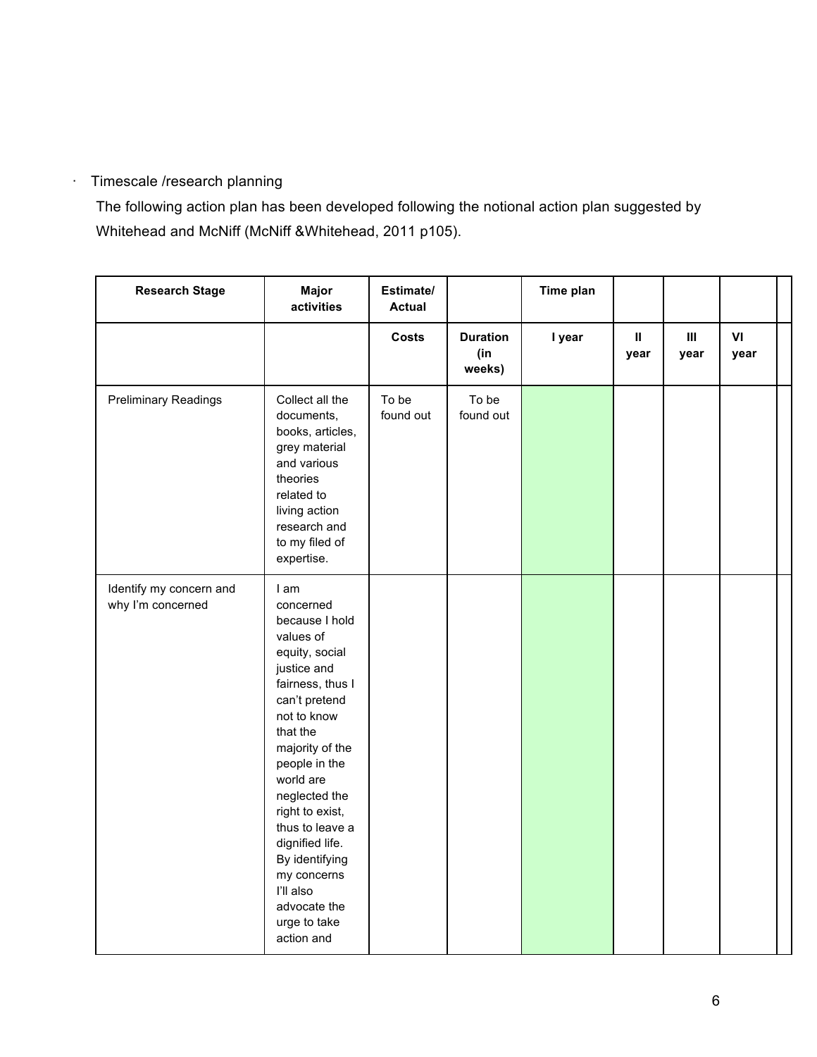· Timescale /research planning

The following action plan has been developed following the notional action plan suggested by Whitehead and McNiff (McNiff &Whitehead, 2011 p105).

| Research Stage | Major activities | Estimate/ Actual | | Time plan | | | | |
|---|---|---|---|---|---|---|---|---|
| | | Costs | Duration (in weeks) | I year | II year | III year | VI year | |
| Preliminary Readings | Collect all the documents, books, articles, grey material and various theories related to living action research and to my filed of expertise. | To be found out | To be found out | | | | | |
| Identify my concern and why I'm concerned | I am concerned because I hold values of equity, social justice and fairness, thus I can't pretend not to know that the majority of the people in the world are neglected the right to exist, thus to leave a dignified life. By identifying my concerns I'll also advocate the urge to take action and | | | | | | | |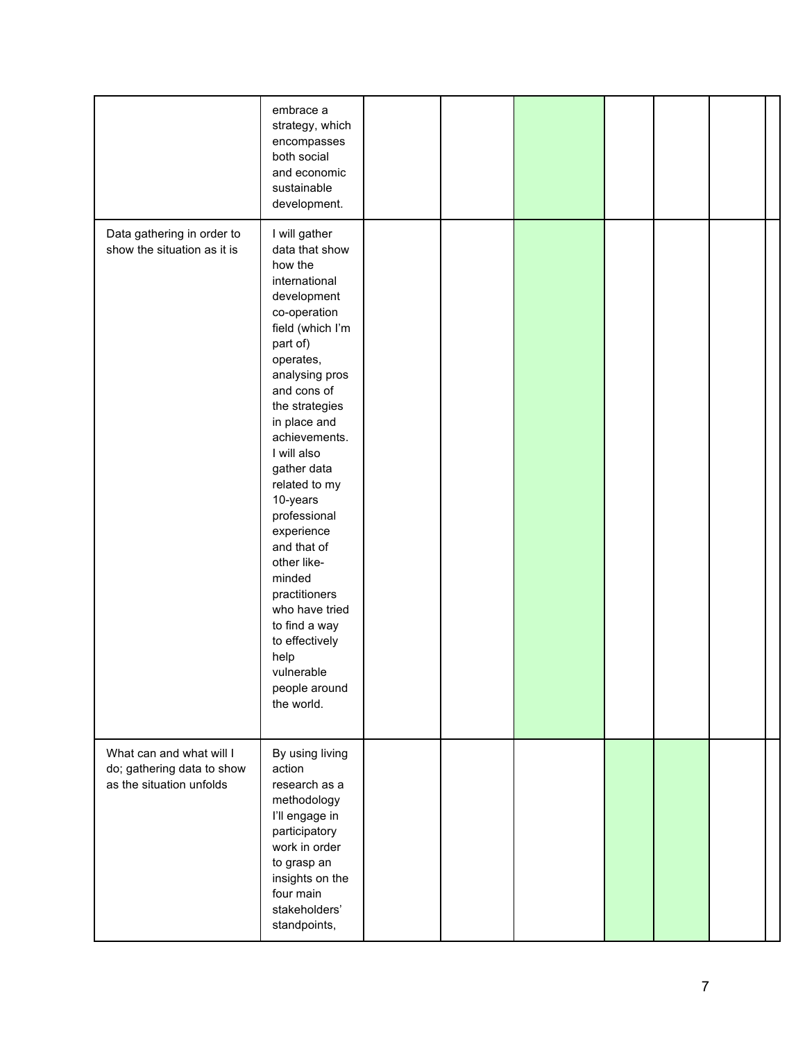| | | | | | | | | |
|---|---|---|---|---|---|---|---|---|
| | embrace a strategy, which encompasses both social and economic sustainable development. | | | | | | | |
| Data gathering in order to show the situation as it is | I will gather data that show how the international development co-operation field (which I'm part of) operates, analysing pros and cons of the strategies in place and achievements. I will also gather data related to my 10-years professional experience and that of other like-minded practitioners who have tried to find a way to effectively help vulnerable people around the world. | | | | | | | |
| What can and what will I do; gathering data to show as the situation unfolds | By using living action research as a methodology I'll engage in participatory work in order to grasp an insights on the four main stakeholders' standpoints, | | | | | | | |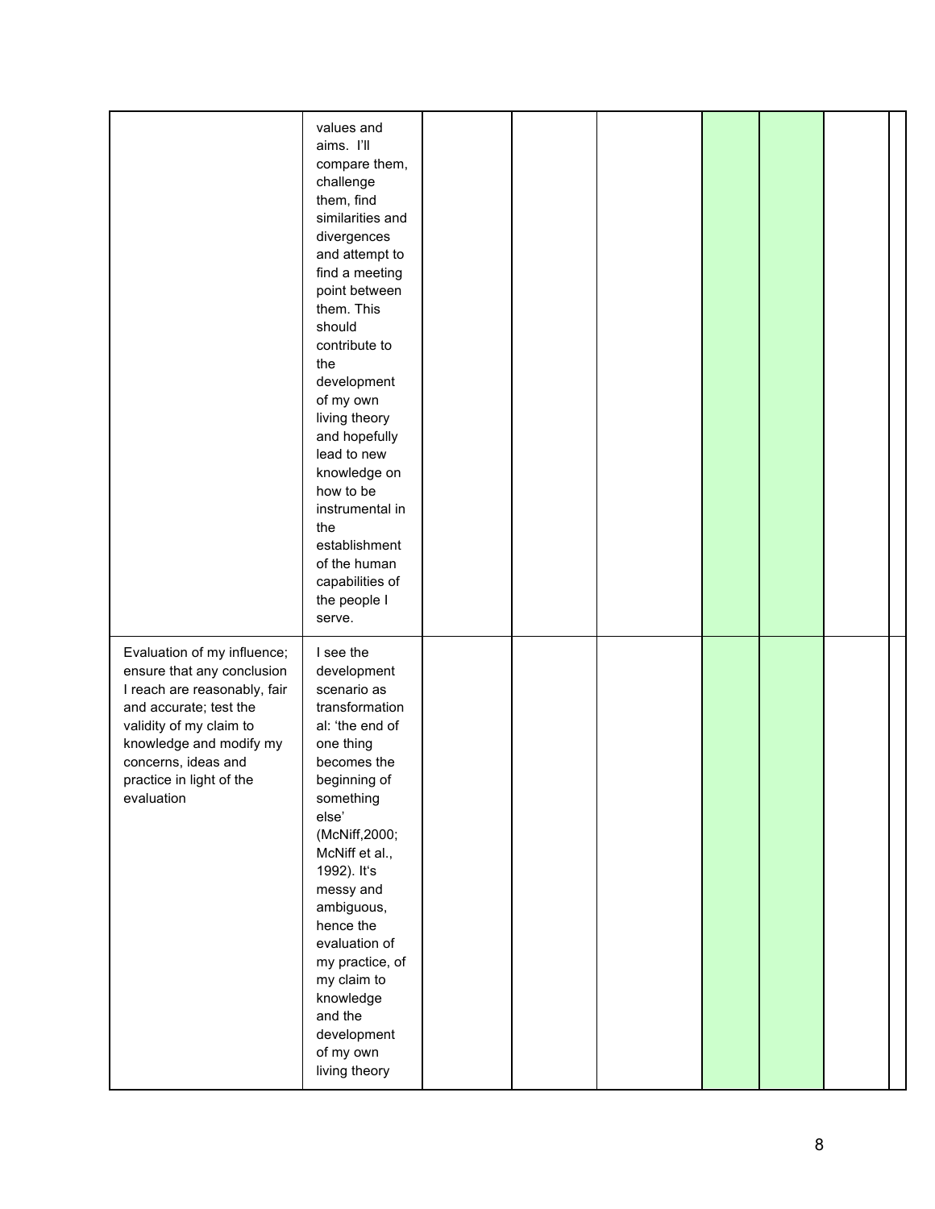| | | | | | | | | |
|---|---|---|---|---|---|---|---|---|
| | values and aims. I'll compare them, challenge them, find similarities and divergences and attempt to find a meeting point between them. This should contribute to the development of my own living theory and hopefully lead to new knowledge on how to be instrumental in the establishment of the human capabilities of the people I serve. | | | | | | | |
| Evaluation of my influence; ensure that any conclusion I reach are reasonably, fair and accurate; test the validity of my claim to knowledge and modify my concerns, ideas and practice in light of the evaluation | I see the development scenario as transformational: 'the end of one thing becomes the beginning of something else' (McNiff,2000; McNiff et al., 1992). It's messy and ambiguous, hence the evaluation of my practice, of my claim to knowledge and the development of my own living theory | | | | | | | |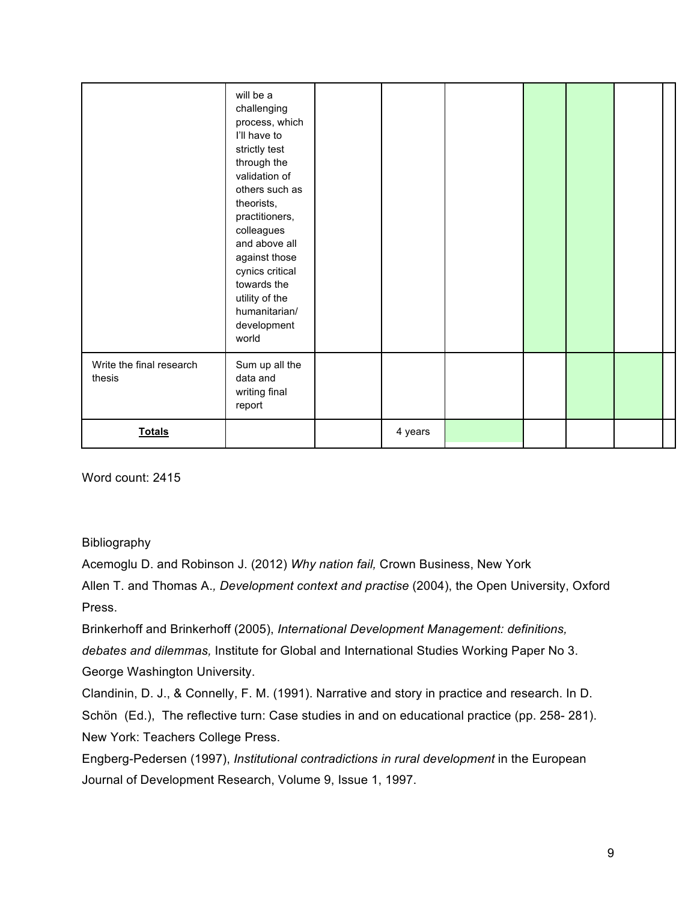| | | | | | | | | |
|---|---|---|---|---|---|---|---|---|
| | will be a challenging process, which I'll have to strictly test through the validation of others such as theorists, practitioners, colleagues and above all against those cynics critical towards the utility of the humanitarian/ development world | | | | | | | |
| Write the final research thesis | Sum up all the data and writing final report | | | | | | | |
| **Totals** | | | 4 years | | | | | |

Word count: 2415

Bibliography

Acemoglu D. and Robinson J. (2012) *Why nation fail,* Crown Business, New York

Allen T. and Thomas A.*, Development context and practise* (2004), the Open University, Oxford Press.

Brinkerhoff and Brinkerhoff (2005), *International Development Management: definitions, debates and dilemmas,* Institute for Global and International Studies Working Paper No 3. George Washington University.

Clandinin, D. J., & Connelly, F. M. (1991). Narrative and story in practice and research. In D. Schön (Ed.), The reflective turn: Case studies in and on educational practice (pp. 258- 281). New York: Teachers College Press.

Engberg-Pedersen (1997), *Institutional contradictions in rural development* in the European Journal of Development Research, Volume 9, Issue 1, 1997.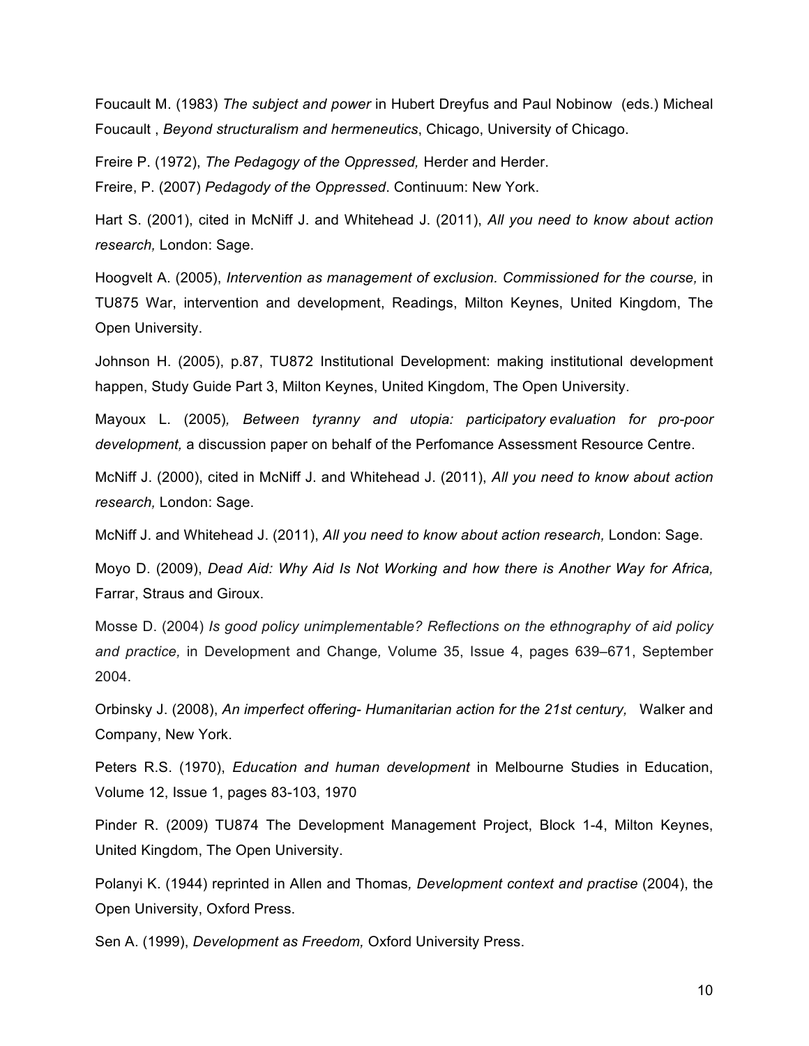Foucault M. (1983) *The subject and power* in Hubert Dreyfus and Paul Nobinow (eds.) Micheal Foucault , *Beyond structuralism and hermeneutics*, Chicago, University of Chicago.

Freire P. (1972), *The Pedagogy of the Oppressed,* Herder and Herder.

Freire, P. (2007) *Pedagody of the Oppressed*. Continuum: New York.

Hart S. (2001), cited in McNiff J. and Whitehead J. (2011), *All you need to know about action research,* London: Sage.

Hoogvelt A. (2005), *Intervention as management of exclusion. Commissioned for the course,* in TU875 War, intervention and development, Readings, Milton Keynes, United Kingdom, The Open University.

Johnson H. (2005), p.87, TU872 Institutional Development: making institutional development happen, Study Guide Part 3, Milton Keynes, United Kingdom, The Open University.

Mayoux L. (2005)*, Between tyranny and utopia: participatory evaluation for pro-poor development,* a discussion paper on behalf of the Perfomance Assessment Resource Centre.

McNiff J. (2000), cited in McNiff J. and Whitehead J. (2011), *All you need to know about action research,* London: Sage.

McNiff J. and Whitehead J. (2011), *All you need to know about action research,* London: Sage.

Moyo D. (2009), *Dead Aid: Why Aid Is Not Working and how there is Another Way for Africa,* Farrar, Straus and Giroux.

Mosse D. (2004) *Is good policy unimplementable? Reflections on the ethnography of aid policy and practice,* in Development and Change*,* Volume 35, Issue 4, pages 639–671, September 2004.

Orbinsky J. (2008), *An imperfect offering- Humanitarian action for the 21st century,* Walker and Company, New York.

Peters R.S. (1970), *Education and human development* in Melbourne Studies in Education, Volume 12, Issue 1, pages 83-103, 1970

Pinder R. (2009) TU874 The Development Management Project, Block 1-4, Milton Keynes, United Kingdom, The Open University.

Polanyi K. (1944) reprinted in Allen and Thomas*, Development context and practise* (2004), the Open University, Oxford Press.

Sen A. (1999), *Development as Freedom,* Oxford University Press.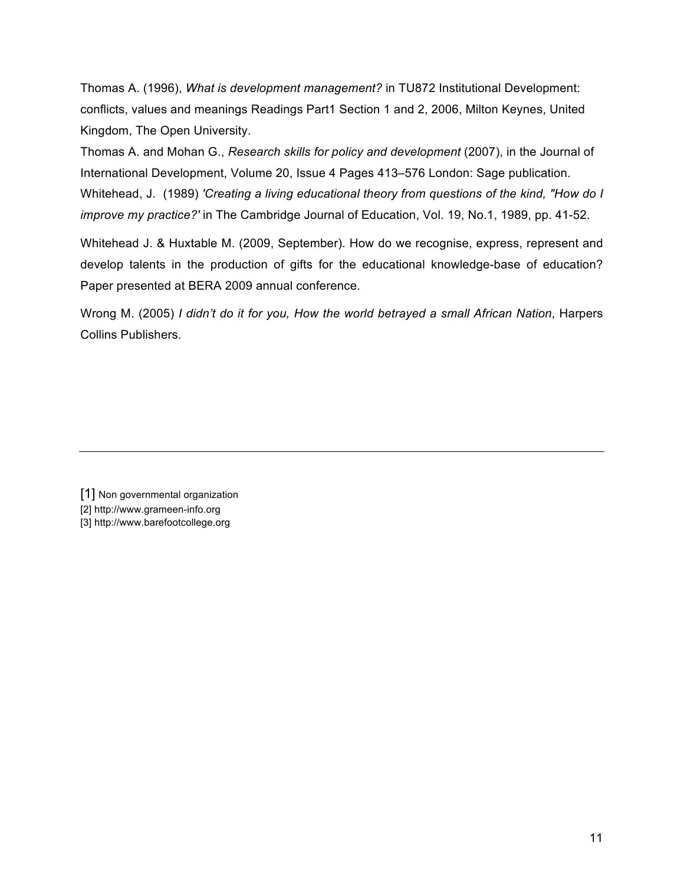Thomas A. (1996), *What is development management?* in TU872 Institutional Development: conflicts, values and meanings Readings Part1 Section 1 and 2, 2006, Milton Keynes, United Kingdom, The Open University.

Thomas A. and Mohan G., *Research skills for policy and development* (2007), in the Journal of International Development, Volume 20, Issue 4 Pages 413–576 London: Sage publication.

Whitehead, J. (1989) *'Creating a living educational theory from questions of the kind, "How do I improve my practice?'* in The Cambridge Journal of Education, Vol. 19, No.1, 1989, pp. 41-52.

Whitehead J. & Huxtable M. (2009, September). How do we recognise, express, represent and develop talents in the production of gifts for the educational knowledge-base of education? Paper presented at BERA 2009 annual conference.

Wrong M. (2005) *I didn't do it for you, How the world betrayed a small African Nation*, Harpers Collins Publishers.

---

[1] Non governmental organization

[2] http://www.grameen-info.org

[3] http://www.barefootcollege.org